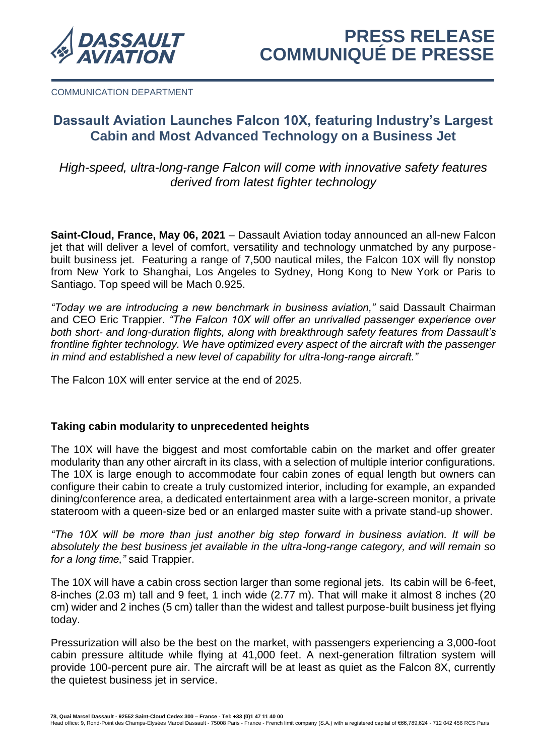# PRESS RELEASE
# COMMUNIQUÉ DE PRESSE

COMMUNICATION DEPARTMENT

## Dassault Aviation Launches Falcon 10X, featuring Industry's Largest Cabin and Most Advanced Technology on a Business Jet

*High-speed, ultra-long-range Falcon will come with innovative safety features derived from latest fighter technology*

**Saint-Cloud, France, May 06, 2021** – Dassault Aviation today announced an all-new Falcon jet that will deliver a level of comfort, versatility and technology unmatched by any purpose-built business jet. Featuring a range of 7,500 nautical miles, the Falcon 10X will fly nonstop from New York to Shanghai, Los Angeles to Sydney, Hong Kong to New York or Paris to Santiago. Top speed will be Mach 0.925.

*"Today we are introducing a new benchmark in business aviation,"* said Dassault Chairman and CEO Eric Trappier. *"The Falcon 10X will offer an unrivalled passenger experience over both short- and long-duration flights, along with breakthrough safety features from Dassault's frontline fighter technology. We have optimized every aspect of the aircraft with the passenger in mind and established a new level of capability for ultra-long-range aircraft."*

The Falcon 10X will enter service at the end of 2025.

### Taking cabin modularity to unprecedented heights

The 10X will have the biggest and most comfortable cabin on the market and offer greater modularity than any other aircraft in its class, with a selection of multiple interior configurations. The 10X is large enough to accommodate four cabin zones of equal length but owners can configure their cabin to create a truly customized interior, including for example, an expanded dining/conference area, a dedicated entertainment area with a large-screen monitor, a private stateroom with a queen-size bed or an enlarged master suite with a private stand-up shower.

*"The 10X will be more than just another big step forward in business aviation. It will be absolutely the best business jet available in the ultra-long-range category, and will remain so for a long time,"* said Trappier.

The 10X will have a cabin cross section larger than some regional jets. Its cabin will be 6-feet, 8-inches (2.03 m) tall and 9 feet, 1 inch wide (2.77 m). That will make it almost 8 inches (20 cm) wider and 2 inches (5 cm) taller than the widest and tallest purpose-built business jet flying today.

Pressurization will also be the best on the market, with passengers experiencing a 3,000-foot cabin pressure altitude while flying at 41,000 feet. A next-generation filtration system will provide 100-percent pure air. The aircraft will be at least as quiet as the Falcon 8X, currently the quietest business jet in service.

**78, Quai Marcel Dassault - 92552 Saint-Cloud Cedex 300 – France - Tel: +33 (0)1 47 11 40 00**
Head office: 9, Rond-Point des Champs-Elysées Marcel Dassault - 75008 Paris - France - French limit company (S.A.) with a registered capital of €66,789,624 - 712 042 456 RCS Paris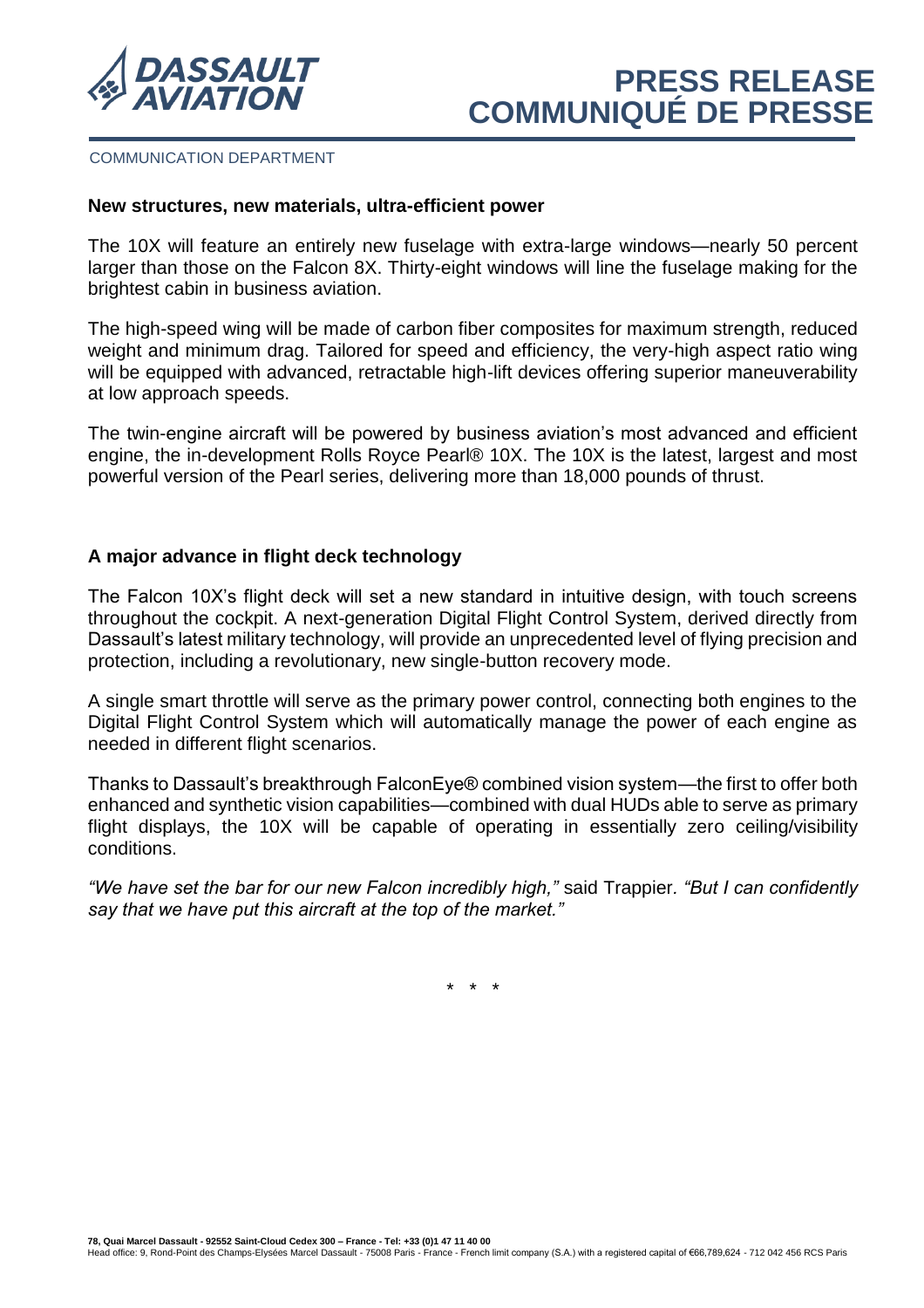**New structures, new materials, ultra-efficient power**

The 10X will feature an entirely new fuselage with extra-large windows—nearly 50 percent larger than those on the Falcon 8X. Thirty-eight windows will line the fuselage making for the brightest cabin in business aviation.

The high-speed wing will be made of carbon fiber composites for maximum strength, reduced weight and minimum drag. Tailored for speed and efficiency, the very-high aspect ratio wing will be equipped with advanced, retractable high-lift devices offering superior maneuverability at low approach speeds.

The twin-engine aircraft will be powered by business aviation's most advanced and efficient engine, the in-development Rolls Royce Pearl® 10X. The 10X is the latest, largest and most powerful version of the Pearl series, delivering more than 18,000 pounds of thrust.

**A major advance in flight deck technology**

The Falcon 10X's flight deck will set a new standard in intuitive design, with touch screens throughout the cockpit. A next-generation Digital Flight Control System, derived directly from Dassault's latest military technology, will provide an unprecedented level of flying precision and protection, including a revolutionary, new single-button recovery mode.

A single smart throttle will serve as the primary power control, connecting both engines to the Digital Flight Control System which will automatically manage the power of each engine as needed in different flight scenarios.

Thanks to Dassault's breakthrough FalconEye® combined vision system—the first to offer both enhanced and synthetic vision capabilities—combined with dual HUDs able to serve as primary flight displays, the 10X will be capable of operating in essentially zero ceiling/visibility conditions.

*"We have set the bar for our new Falcon incredibly high,"* said Trappier. *"But I can confidently say that we have put this aircraft at the top of the market."*

\* \* \*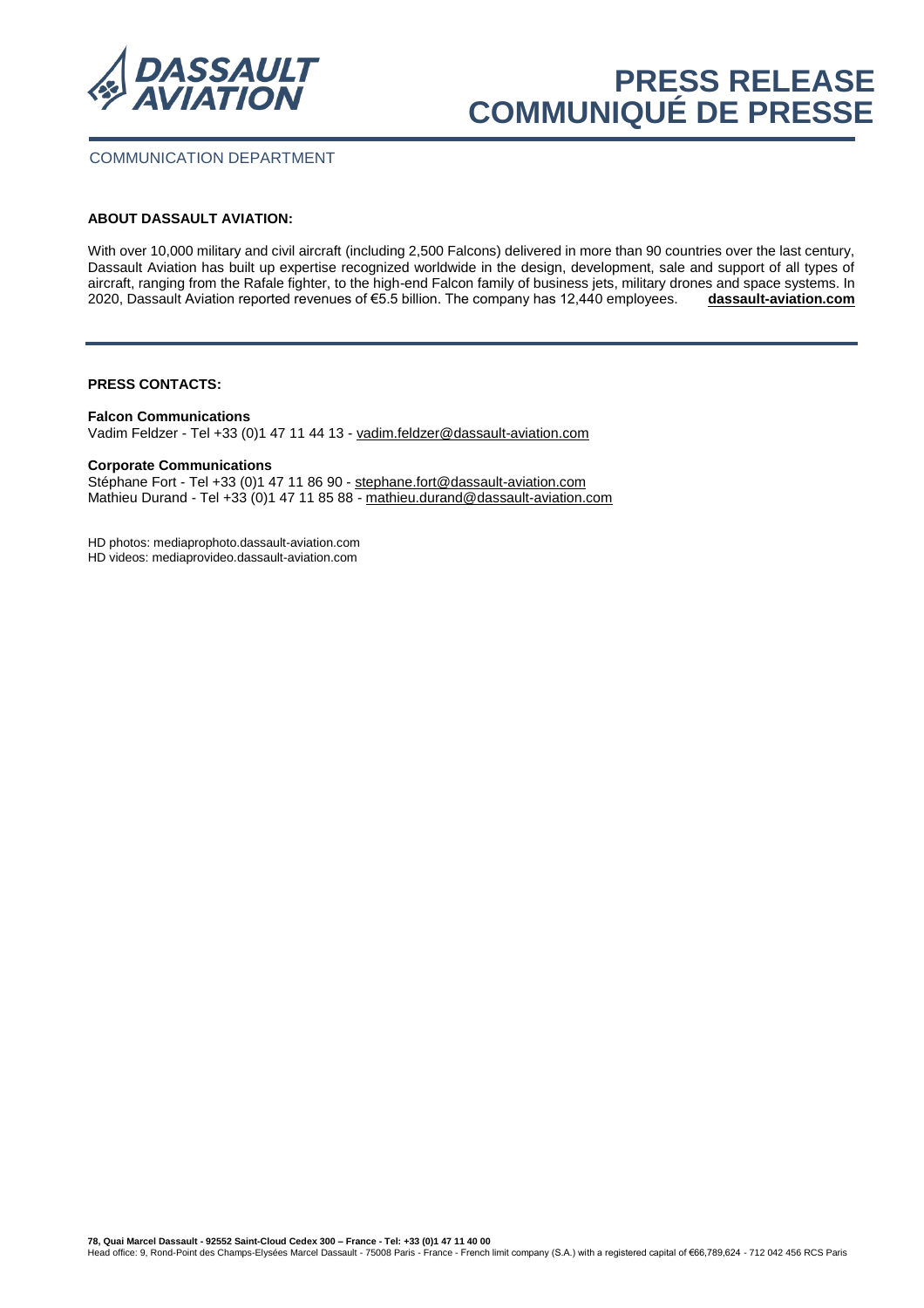COMMUNICATION DEPARTMENT

**ABOUT DASSAULT AVIATION:**

With over 10,000 military and civil aircraft (including 2,500 Falcons) delivered in more than 90 countries over the last century, Dassault Aviation has built up expertise recognized worldwide in the design, development, sale and support of all types of aircraft, ranging from the Rafale fighter, to the high-end Falcon family of business jets, military drones and space systems. In 2020, Dassault Aviation reported revenues of €5.5 billion. The company has 12,440 employees. **dassault-aviation.com**

**PRESS CONTACTS:**

**Falcon Communications**
Vadim Feldzer - Tel +33 (0)1 47 11 44 13 - vadim.feldzer@dassault-aviation.com

**Corporate Communications**
Stéphane Fort - Tel +33 (0)1 47 11 86 90 - stephane.fort@dassault-aviation.com
Mathieu Durand - Tel +33 (0)1 47 11 85 88 - mathieu.durand@dassault-aviation.com

HD photos: mediaprophoto.dassault-aviation.com
HD videos: mediaprovideo.dassault-aviation.com

**78, Quai Marcel Dassault - 92552 Saint-Cloud Cedex 300 – France - Tel: +33 (0)1 47 11 40 00**
Head office: 9, Rond-Point des Champs-Elysées Marcel Dassault - 75008 Paris - France - French limit company (S.A.) with a registered capital of €66,789,624 - 712 042 456 RCS Paris